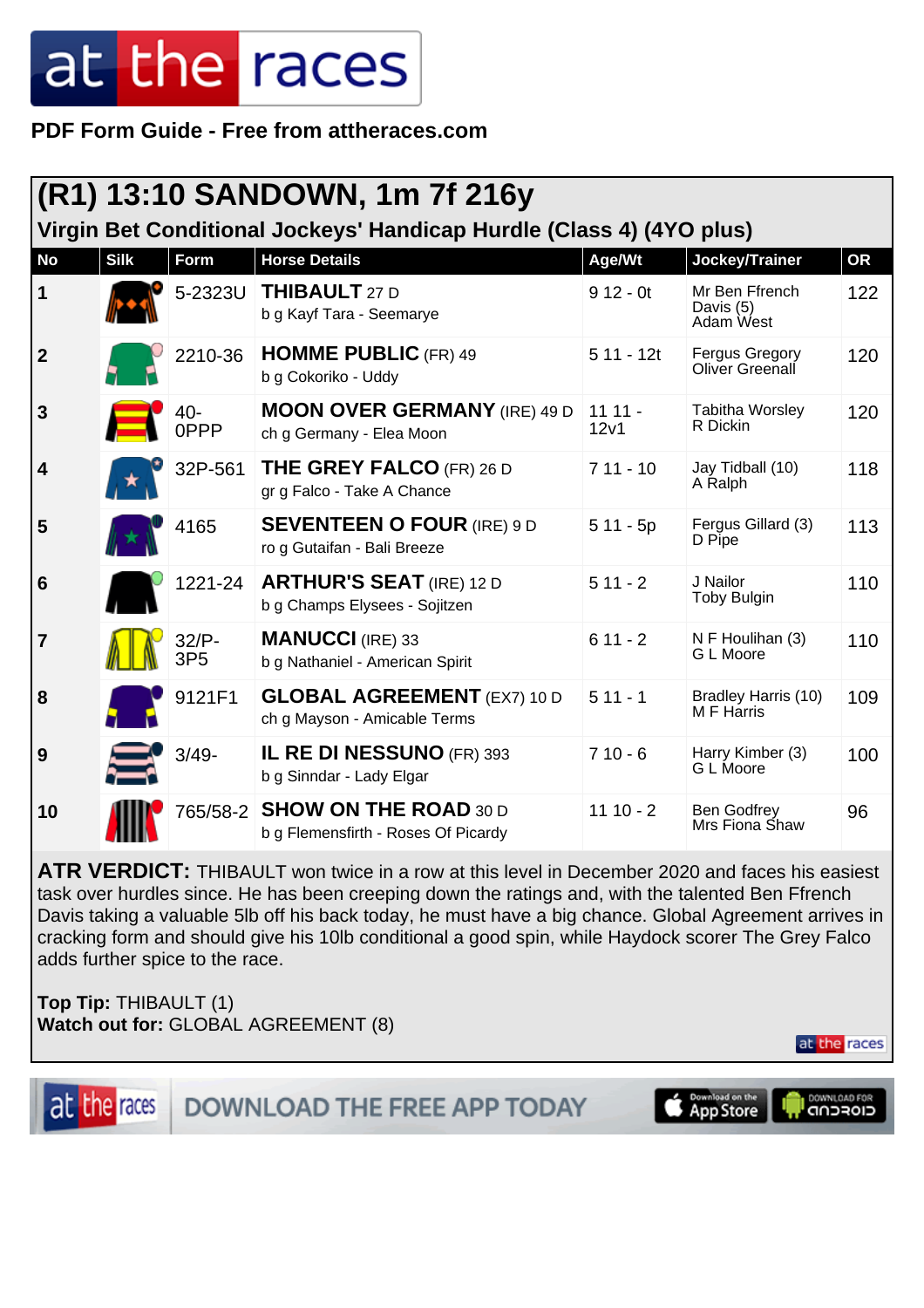PDF Form Guide - Free from attheraces.com

## (R1) 13:10 SANDOWN, 1m 7f 216y

### Virgin Bet Conditional Jockeys' Handicap Hurdle (Class 4) (4YO plus)

| No | Silk | Form | Horse Details | Age/Wt | Jockey/Trainer | OR |
|---|---|---|---|---|---|---|
| 1 | | 5-2323U | **THIBAULT** 27 D<br>b g Kayf Tara - Seemarye | 9 12 - 0t | Mr Ben Ffrench Davis (5)<br>Adam West | 122 |
| 2 | | 2210-36 | **HOMME PUBLIC** (FR) 49<br>b g Cokoriko - Uddy | 5 11 - 12t | Fergus Gregory<br>Oliver Greenall | 120 |
| 3 | | 40-0PPP | **MOON OVER GERMANY** (IRE) 49 D<br>ch g Germany - Elea Moon | 11 11 - 12v1 | Tabitha Worsley<br>R Dickin | 120 |
| 4 | | 32P-561 | **THE GREY FALCO** (FR) 26 D<br>gr g Falco - Take A Chance | 7 11 - 10 | Jay Tidball (10)<br>A Ralph | 118 |
| 5 | | 4165 | **SEVENTEEN O FOUR** (IRE) 9 D<br>ro g Gutaifan - Bali Breeze | 5 11 - 5p | Fergus Gillard (3)<br>D Pipe | 113 |
| 6 | | 1221-24 | **ARTHUR'S SEAT** (IRE) 12 D<br>b g Champs Elysees - Sojitzen | 5 11 - 2 | J Nailor<br>Toby Bulgin | 110 |
| 7 | | 32/P-3P5 | **MANUCCI** (IRE) 33<br>b g Nathaniel - American Spirit | 6 11 - 2 | N F Houlihan (3)<br>G L Moore | 110 |
| 8 | | 9121F1 | **GLOBAL AGREEMENT** (EX7) 10 D<br>ch g Mayson - Amicable Terms | 5 11 - 1 | Bradley Harris (10)<br>M F Harris | 109 |
| 9 | | 3/49- | **IL RE DI NESSUNO** (FR) 393<br>b g Sinndar - Lady Elgar | 7 10 - 6 | Harry Kimber (3)<br>G L Moore | 100 |
| 10 | | 765/58-2 | **SHOW ON THE ROAD** 30 D<br>b g Flemensfirth - Roses Of Picardy | 11 10 - 2 | Ben Godfrey<br>Mrs Fiona Shaw | 96 |

**ATR VERDICT:** THIBAULT won twice in a row at this level in December 2020 and faces his easiest task over hurdles since. He has been creeping down the ratings and, with the talented Ben Ffrench Davis taking a valuable 5lb off his back today, he must have a big chance. Global Agreement arrives in cracking form and should give his 10lb conditional a good spin, while Haydock scorer The Grey Falco adds further spice to the race.

**Top Tip:** THIBAULT (1)
**Watch out for:** GLOBAL AGREEMENT (8)

DOWNLOAD THE FREE APP TODAY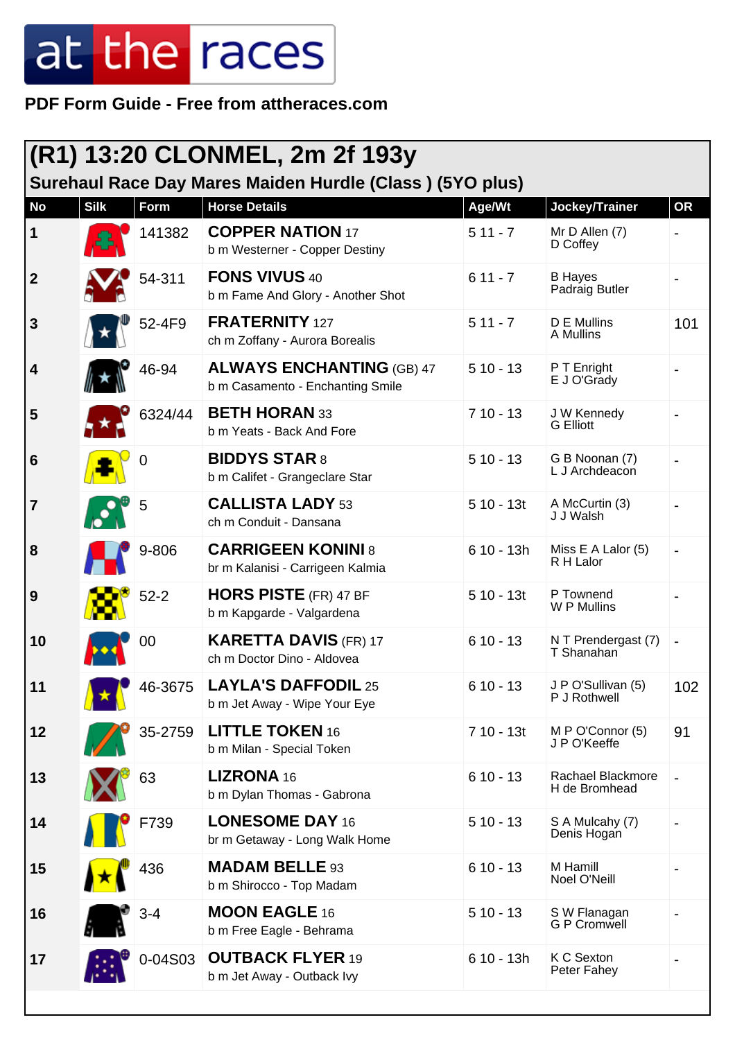# at the races

**PDF Form Guide - Free from attheraces.com**

## (R1) 13:20 CLONMEL, 2m 2f 193y

### Surehaul Race Day Mares Maiden Hurdle (Class ) (5YO plus)

| No | Silk | Form | Horse Details | Age/Wt | Jockey/Trainer | OR |
|---|---|---|---|---|---|---|
| 1 | | 141382 | **COPPER NATION** 17<br>b m Westerner - Copper Destiny | 5 11 - 7 | Mr D Allen (7)<br>D Coffey | - |
| 2 | | 54-311 | **FONS VIVUS** 40<br>b m Fame And Glory - Another Shot | 6 11 - 7 | B Hayes<br>Padraig Butler | - |
| 3 | | 52-4F9 | **FRATERNITY** 127<br>ch m Zoffany - Aurora Borealis | 5 11 - 7 | D E Mullins<br>A Mullins | 101 |
| 4 | | 46-94 | **ALWAYS ENCHANTING** (GB) 47<br>b m Casamento - Enchanting Smile | 5 10 - 13 | P T Enright<br>E J O'Grady | - |
| 5 | | 6324/44 | **BETH HORAN** 33<br>b m Yeats - Back And Fore | 7 10 - 13 | J W Kennedy<br>G Elliott | - |
| 6 | | 0 | **BIDDYS STAR** 8<br>b m Califet - Grangeclare Star | 5 10 - 13 | G B Noonan (7)<br>L J Archdeacon | - |
| 7 | | 5 | **CALLISTA LADY** 53<br>ch m Conduit - Dansana | 5 10 - 13t | A McCurtin (3)<br>J J Walsh | - |
| 8 | | 9-806 | **CARRIGEEN KONINI** 8<br>br m Kalanisi - Carrigeen Kalmia | 6 10 - 13h | Miss E A Lalor (5)<br>R H Lalor | - |
| 9 | | 52-2 | **HORS PISTE** (FR) 47 BF<br>b m Kapgarde - Valgardena | 5 10 - 13t | P Townend<br>W P Mullins | - |
| 10 | | 00 | **KARETTA DAVIS** (FR) 17<br>ch m Doctor Dino - Aldovea | 6 10 - 13 | N T Prendergast (7)<br>T Shanahan | - |
| 11 | | 46-3675 | **LAYLA'S DAFFODIL** 25<br>b m Jet Away - Wipe Your Eye | 6 10 - 13 | J P O'Sullivan (5)<br>P J Rothwell | 102 |
| 12 | | 35-2759 | **LITTLE TOKEN** 16<br>b m Milan - Special Token | 7 10 - 13t | M P O'Connor (5)<br>J P O'Keeffe | 91 |
| 13 | | 63 | **LIZRONA** 16<br>b m Dylan Thomas - Gabrona | 6 10 - 13 | Rachael Blackmore<br>H de Bromhead | - |
| 14 | | F739 | **LONESOME DAY** 16<br>br m Getaway - Long Walk Home | 5 10 - 13 | S A Mulcahy (7)<br>Denis Hogan | - |
| 15 | | 436 | **MADAM BELLE** 93<br>b m Shirocco - Top Madam | 6 10 - 13 | M Hamill<br>Noel O'Neill | - |
| 16 | | 3-4 | **MOON EAGLE** 16<br>b m Free Eagle - Behrama | 5 10 - 13 | S W Flanagan<br>G P Cromwell | - |
| 17 | | 0-04S03 | **OUTBACK FLYER** 19<br>b m Jet Away - Outback Ivy | 6 10 - 13h | K C Sexton<br>Peter Fahey | - |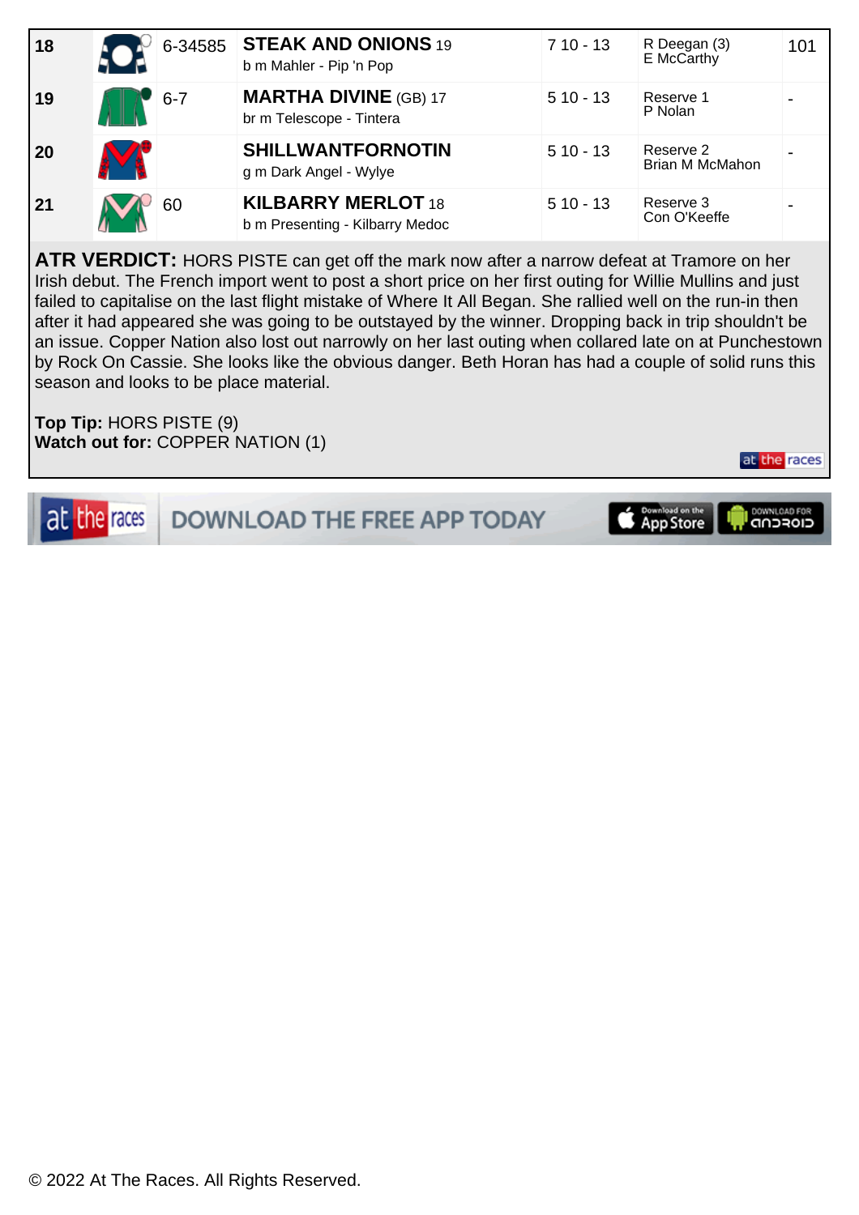| | | | | | | |
|---|---|---|---|---|---|---|
| **18** | | 6-34585 | **STEAK AND ONIONS** 19<br>b m Mahler - Pip 'n Pop | 7 10 - 13 | R Deegan (3)<br>E McCarthy | 101 |
| **19** | | 6-7 | **MARTHA DIVINE** (GB) 17<br>br m Telescope - Tintera | 5 10 - 13 | Reserve 1<br>P Nolan | - |
| **20** | | | **SHILLWANTFORNOTIN**<br>g m Dark Angel - Wylye | 5 10 - 13 | Reserve 2<br>Brian M McMahon | - |
| **21** | | 60 | **KILBARRY MERLOT** 18<br>b m Presenting - Kilbarry Medoc | 5 10 - 13 | Reserve 3<br>Con O'Keeffe | - |

**ATR VERDICT:** HORS PISTE can get off the mark now after a narrow defeat at Tramore on her Irish debut. The French import went to post a short price on her first outing for Willie Mullins and just failed to capitalise on the last flight mistake of Where It All Began. She rallied well on the run-in then after it had appeared she was going to be outstayed by the winner. Dropping back in trip shouldn't be an issue. Copper Nation also lost out narrowly on her last outing when collared late on at Punchestown by Rock On Cassie. She looks like the obvious danger. Beth Horan has had a couple of solid runs this season and looks to be place material.

**Top Tip:** HORS PISTE (9)
**Watch out for:** COPPER NATION (1)

at the races

at the races DOWNLOAD THE FREE APP TODAY

© 2022 At The Races. All Rights Reserved.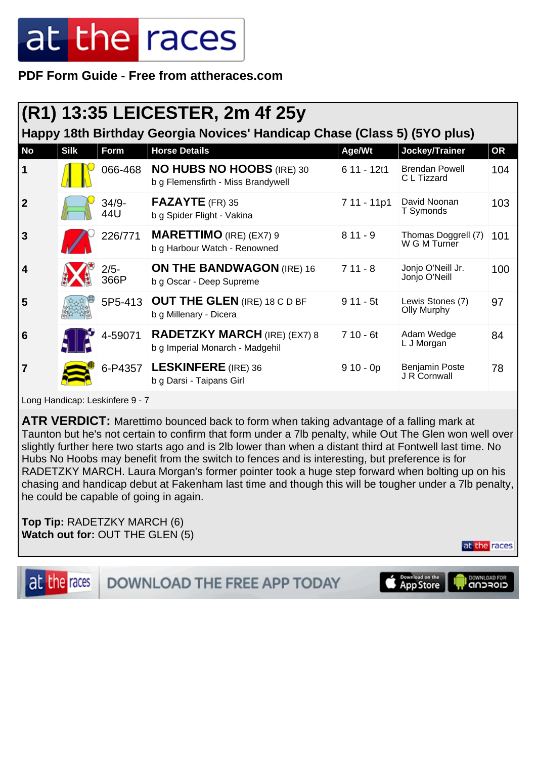PDF Form Guide - Free from attheraces.com

# (R1) 13:35 LEICESTER, 2m 4f 25y

## Happy 18th Birthday Georgia Novices' Handicap Chase (Class 5) (5YO plus)

| No | Silk | Form | Horse Details | Age/Wt | Jockey/Trainer | OR |
|---|---|---|---|---|---|---|
| 1 | | 066-468 | **NO HUBS NO HOOBS** (IRE) 30<br>b g Flemensfirth - Miss Brandywell | 6 11 - 12t1 | Brendan Powell<br>C L Tizzard | 104 |
| 2 | | 34/9-44U | **FAZAYTE** (FR) 35<br>b g Spider Flight - Vakina | 7 11 - 11p1 | David Noonan<br>T Symonds | 103 |
| 3 | | 226/771 | **MARETTIMO** (IRE) (EX7) 9<br>b g Harbour Watch - Renowned | 8 11 - 9 | Thomas Doggrell (7)<br>W G M Turner | 101 |
| 4 | | 2/5-366P | **ON THE BANDWAGON** (IRE) 16<br>b g Oscar - Deep Supreme | 7 11 - 8 | Jonjo O'Neill Jr.<br>Jonjo O'Neill | 100 |
| 5 | | 5P5-413 | **OUT THE GLEN** (IRE) 18 C D BF<br>b g Millenary - Dicera | 9 11 - 5t | Lewis Stones (7)<br>Olly Murphy | 97 |
| 6 | | 4-59071 | **RADETZKY MARCH** (IRE) (EX7) 8<br>b g Imperial Monarch - Madgehil | 7 10 - 6t | Adam Wedge<br>L J Morgan | 84 |
| 7 | | 6-P4357 | **LESKINFERE** (IRE) 36<br>b g Darsi - Taipans Girl | 9 10 - 0p | Benjamin Poste<br>J R Cornwall | 78 |

Long Handicap: Leskinfere 9 - 7

**ATR VERDICT:** Marettimo bounced back to form when taking advantage of a falling mark at Taunton but he's not certain to confirm that form under a 7lb penalty, while Out The Glen won well over slightly further here two starts ago and is 2lb lower than when a distant third at Fontwell last time. No Hubs No Hoobs may benefit from the switch to fences and is interesting, but preference is for RADETZKY MARCH. Laura Morgan's former pointer took a huge step forward when bolting up on his chasing and handicap debut at Fakenham last time and though this will be tougher under a 7lb penalty, he could be capable of going in again.

**Top Tip:** RADETZKY MARCH (6)
**Watch out for:** OUT THE GLEN (5)

DOWNLOAD THE FREE APP TODAY